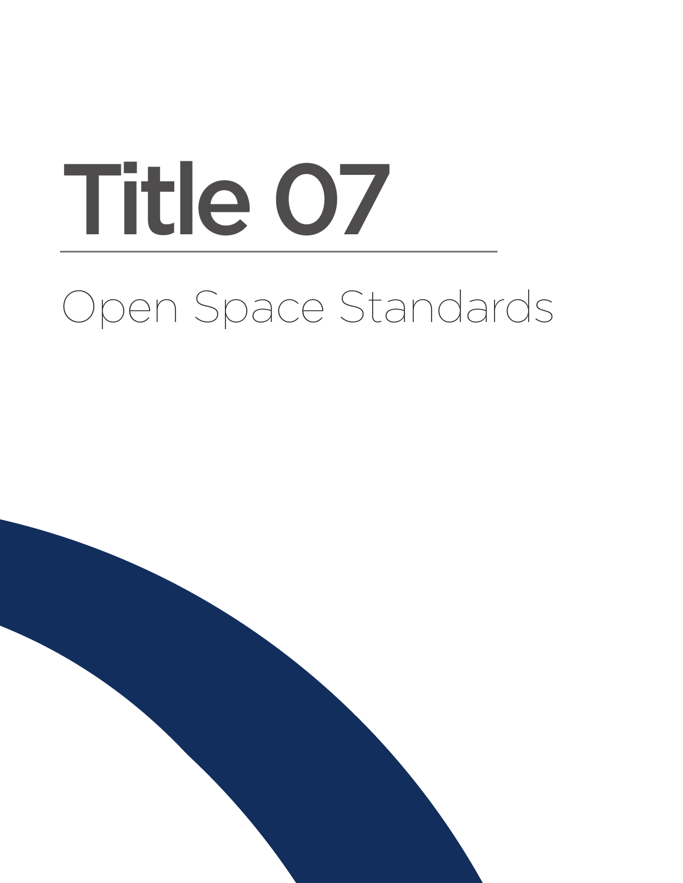# Title 07

## Open Space Standards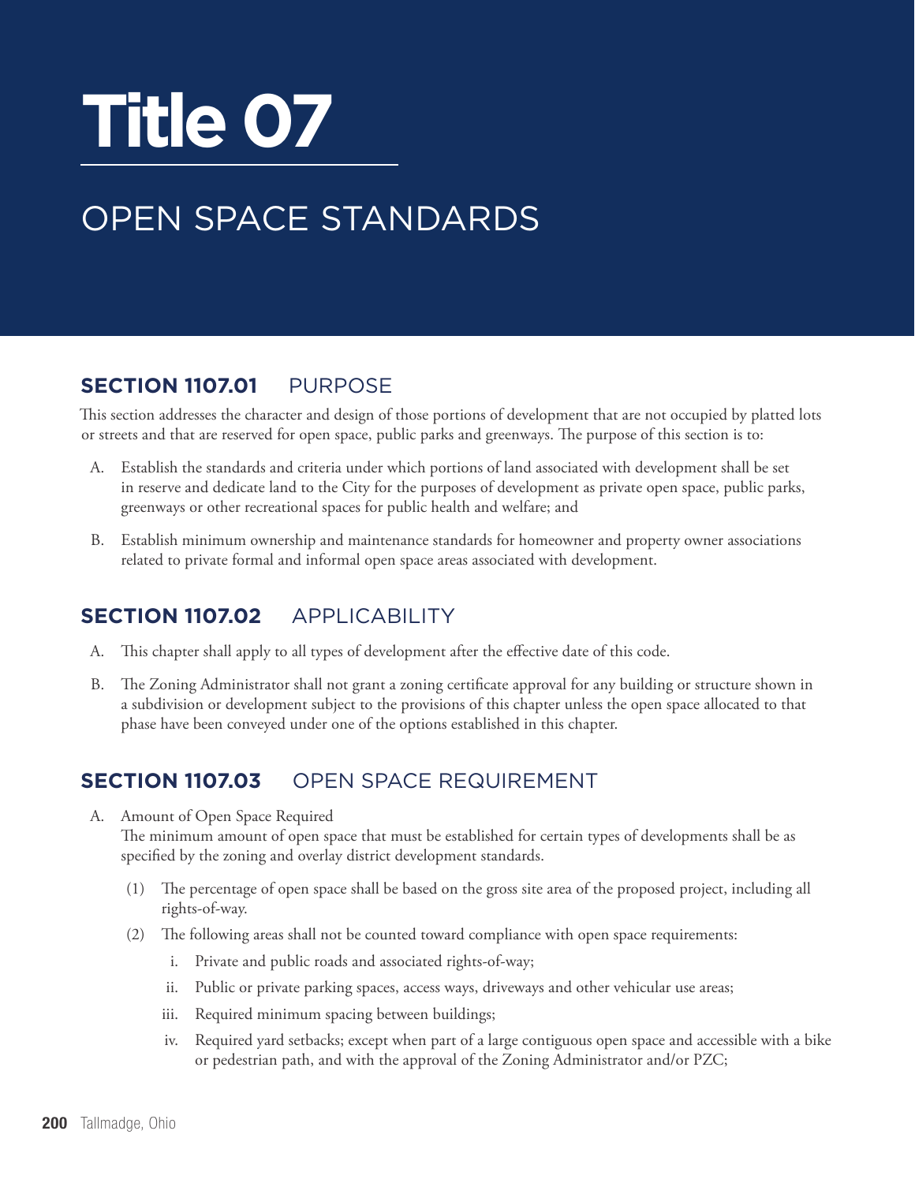# Title 07

## OPEN SPACE STANDARDS

### SECTION 1107.01 PURPOSE

This section addresses the character and design of those portions of development that are not occupied by platted lots or streets and that are reserved for open space, public parks and greenways. The purpose of this section is to:

A. Establish the standards and criteria under which portions of land associated with development shall be set in reserve and dedicate land to the City for the purposes of development as private open space, public parks, greenways or other recreational spaces for public health and welfare; and

B. Establish minimum ownership and maintenance standards for homeowner and property owner associations related to private formal and informal open space areas associated with development.

### SECTION 1107.02 APPLICABILITY

A. This chapter shall apply to all types of development after the effective date of this code.

B. The Zoning Administrator shall not grant a zoning certificate approval for any building or structure shown in a subdivision or development subject to the provisions of this chapter unless the open space allocated to that phase have been conveyed under one of the options established in this chapter.

### SECTION 1107.03 OPEN SPACE REQUIREMENT

A. Amount of Open Space Required
The minimum amount of open space that must be established for certain types of developments shall be as specified by the zoning and overlay district development standards.

   (1) The percentage of open space shall be based on the gross site area of the proposed project, including all rights-of-way.

   (2) The following areas shall not be counted toward compliance with open space requirements:

      i. Private and public roads and associated rights-of-way;

      ii. Public or private parking spaces, access ways, driveways and other vehicular use areas;

      iii. Required minimum spacing between buildings;

      iv. Required yard setbacks; except when part of a large contiguous open space and accessible with a bike or pedestrian path, and with the approval of the Zoning Administrator and/or PZC;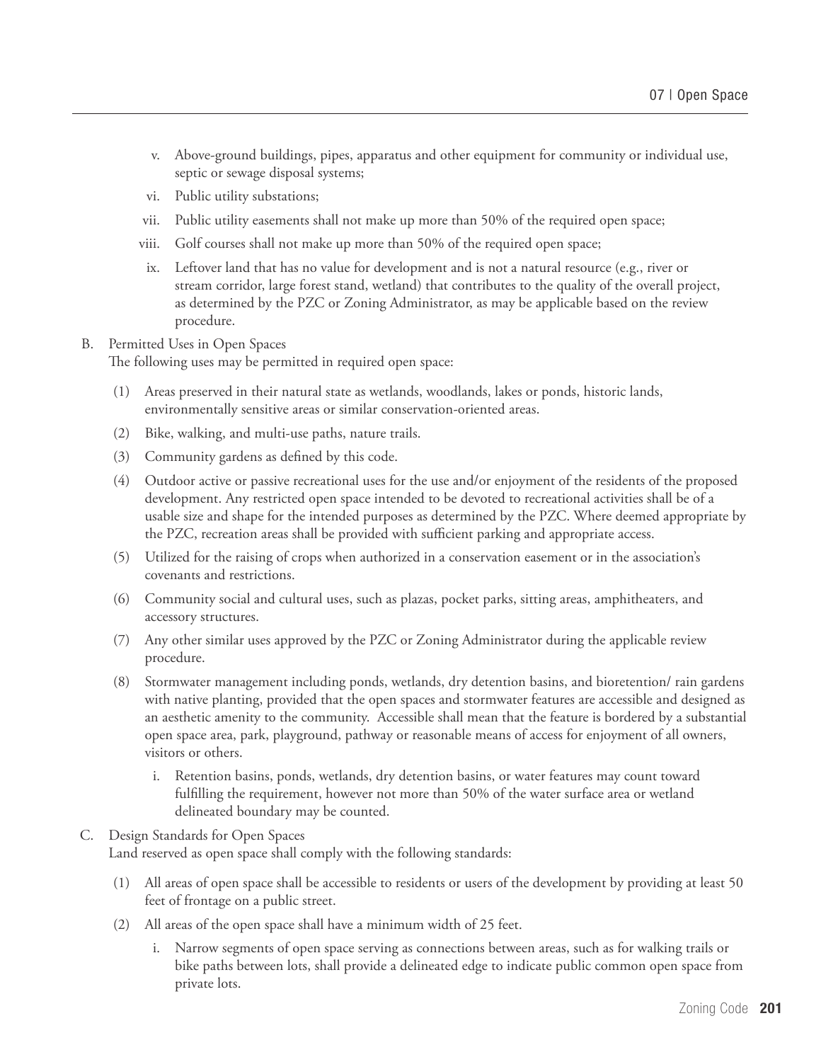v. Above-ground buildings, pipes, apparatus and other equipment for community or individual use, septic or sewage disposal systems;

vi. Public utility substations;

vii. Public utility easements shall not make up more than 50% of the required open space;

viii. Golf courses shall not make up more than 50% of the required open space;

ix. Leftover land that has no value for development and is not a natural resource (e.g., river or stream corridor, large forest stand, wetland) that contributes to the quality of the overall project, as determined by the PZC or Zoning Administrator, as may be applicable based on the review procedure.

B. Permitted Uses in Open Spaces

The following uses may be permitted in required open space:

(1) Areas preserved in their natural state as wetlands, woodlands, lakes or ponds, historic lands, environmentally sensitive areas or similar conservation-oriented areas.

(2) Bike, walking, and multi-use paths, nature trails.

(3) Community gardens as defined by this code.

(4) Outdoor active or passive recreational uses for the use and/or enjoyment of the residents of the proposed development. Any restricted open space intended to be devoted to recreational activities shall be of a usable size and shape for the intended purposes as determined by the PZC. Where deemed appropriate by the PZC, recreation areas shall be provided with sufficient parking and appropriate access.

(5) Utilized for the raising of crops when authorized in a conservation easement or in the association's covenants and restrictions.

(6) Community social and cultural uses, such as plazas, pocket parks, sitting areas, amphitheaters, and accessory structures.

(7) Any other similar uses approved by the PZC or Zoning Administrator during the applicable review procedure.

(8) Stormwater management including ponds, wetlands, dry detention basins, and bioretention/ rain gardens with native planting, provided that the open spaces and stormwater features are accessible and designed as an aesthetic amenity to the community. Accessible shall mean that the feature is bordered by a substantial open space area, park, playground, pathway or reasonable means of access for enjoyment of all owners, visitors or others.

i. Retention basins, ponds, wetlands, dry detention basins, or water features may count toward fulfilling the requirement, however not more than 50% of the water surface area or wetland delineated boundary may be counted.

C. Design Standards for Open Spaces

Land reserved as open space shall comply with the following standards:

(1) All areas of open space shall be accessible to residents or users of the development by providing at least 50 feet of frontage on a public street.

(2) All areas of the open space shall have a minimum width of 25 feet.

i. Narrow segments of open space serving as connections between areas, such as for walking trails or bike paths between lots, shall provide a delineated edge to indicate public common open space from private lots.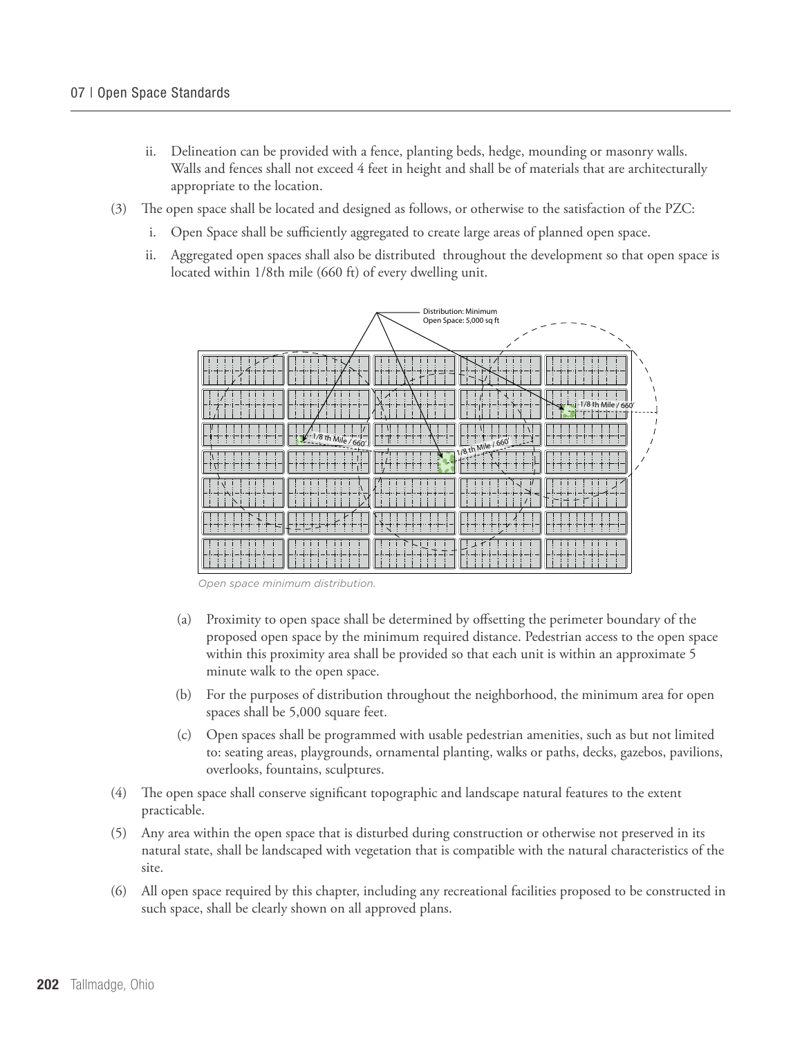ii. Delineation can be provided with a fence, planting beds, hedge, mounding or masonry walls. Walls and fences shall not exceed 4 feet in height and shall be of materials that are architecturally appropriate to the location.

(3) The open space shall be located and designed as follows, or otherwise to the satisfaction of the PZC:

i. Open Space shall be sufficiently aggregated to create large areas of planned open space.

ii. Aggregated open spaces shall also be distributed throughout the development so that open space is located within 1/8th mile (660 ft) of every dwelling unit.

*Open space minimum distribution.*

(a) Proximity to open space shall be determined by offsetting the perimeter boundary of the proposed open space by the minimum required distance. Pedestrian access to the open space within this proximity area shall be provided so that each unit is within an approximate 5 minute walk to the open space.

(b) For the purposes of distribution throughout the neighborhood, the minimum area for open spaces shall be 5,000 square feet.

(c) Open spaces shall be programmed with usable pedestrian amenities, such as but not limited to: seating areas, playgrounds, ornamental planting, walks or paths, decks, gazebos, pavilions, overlooks, fountains, sculptures.

(4) The open space shall conserve significant topographic and landscape natural features to the extent practicable.

(5) Any area within the open space that is disturbed during construction or otherwise not preserved in its natural state, shall be landscaped with vegetation that is compatible with the natural characteristics of the site.

(6) All open space required by this chapter, including any recreational facilities proposed to be constructed in such space, shall be clearly shown on all approved plans.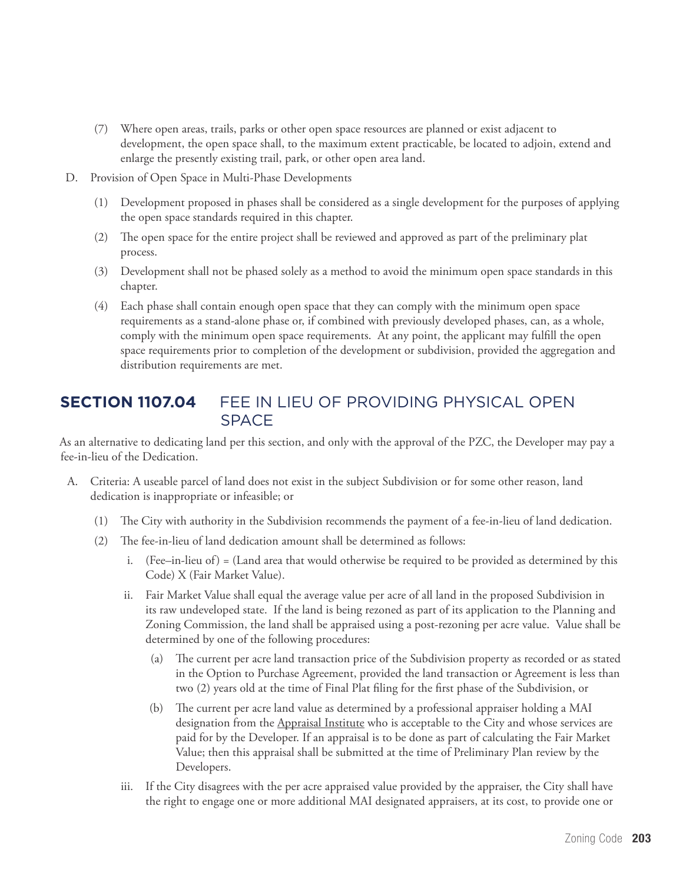(7) Where open areas, trails, parks or other open space resources are planned or exist adjacent to development, the open space shall, to the maximum extent practicable, be located to adjoin, extend and enlarge the presently existing trail, park, or other open area land.

D. Provision of Open Space in Multi-Phase Developments

(1) Development proposed in phases shall be considered as a single development for the purposes of applying the open space standards required in this chapter.

(2) The open space for the entire project shall be reviewed and approved as part of the preliminary plat process.

(3) Development shall not be phased solely as a method to avoid the minimum open space standards in this chapter.

(4) Each phase shall contain enough open space that they can comply with the minimum open space requirements as a stand-alone phase or, if combined with previously developed phases, can, as a whole, comply with the minimum open space requirements. At any point, the applicant may fulfill the open space requirements prior to completion of the development or subdivision, provided the aggregation and distribution requirements are met.

## **SECTION 1107.04** FEE IN LIEU OF PROVIDING PHYSICAL OPEN SPACE

As an alternative to dedicating land per this section, and only with the approval of the PZC, the Developer may pay a fee-in-lieu of the Dedication.

A. Criteria: A useable parcel of land does not exist in the subject Subdivision or for some other reason, land dedication is inappropriate or infeasible; or

(1) The City with authority in the Subdivision recommends the payment of a fee-in-lieu of land dedication.

(2) The fee-in-lieu of land dedication amount shall be determined as follows:

i. (Fee–in-lieu of) = (Land area that would otherwise be required to be provided as determined by this Code) X (Fair Market Value).

ii. Fair Market Value shall equal the average value per acre of all land in the proposed Subdivision in its raw undeveloped state. If the land is being rezoned as part of its application to the Planning and Zoning Commission, the land shall be appraised using a post-rezoning per acre value. Value shall be determined by one of the following procedures:

(a) The current per acre land transaction price of the Subdivision property as recorded or as stated in the Option to Purchase Agreement, provided the land transaction or Agreement is less than two (2) years old at the time of Final Plat filing for the first phase of the Subdivision, or

(b) The current per acre land value as determined by a professional appraiser holding a MAI designation from the Appraisal Institute who is acceptable to the City and whose services are paid for by the Developer. If an appraisal is to be done as part of calculating the Fair Market Value; then this appraisal shall be submitted at the time of Preliminary Plan review by the Developers.

iii. If the City disagrees with the per acre appraised value provided by the appraiser, the City shall have the right to engage one or more additional MAI designated appraisers, at its cost, to provide one or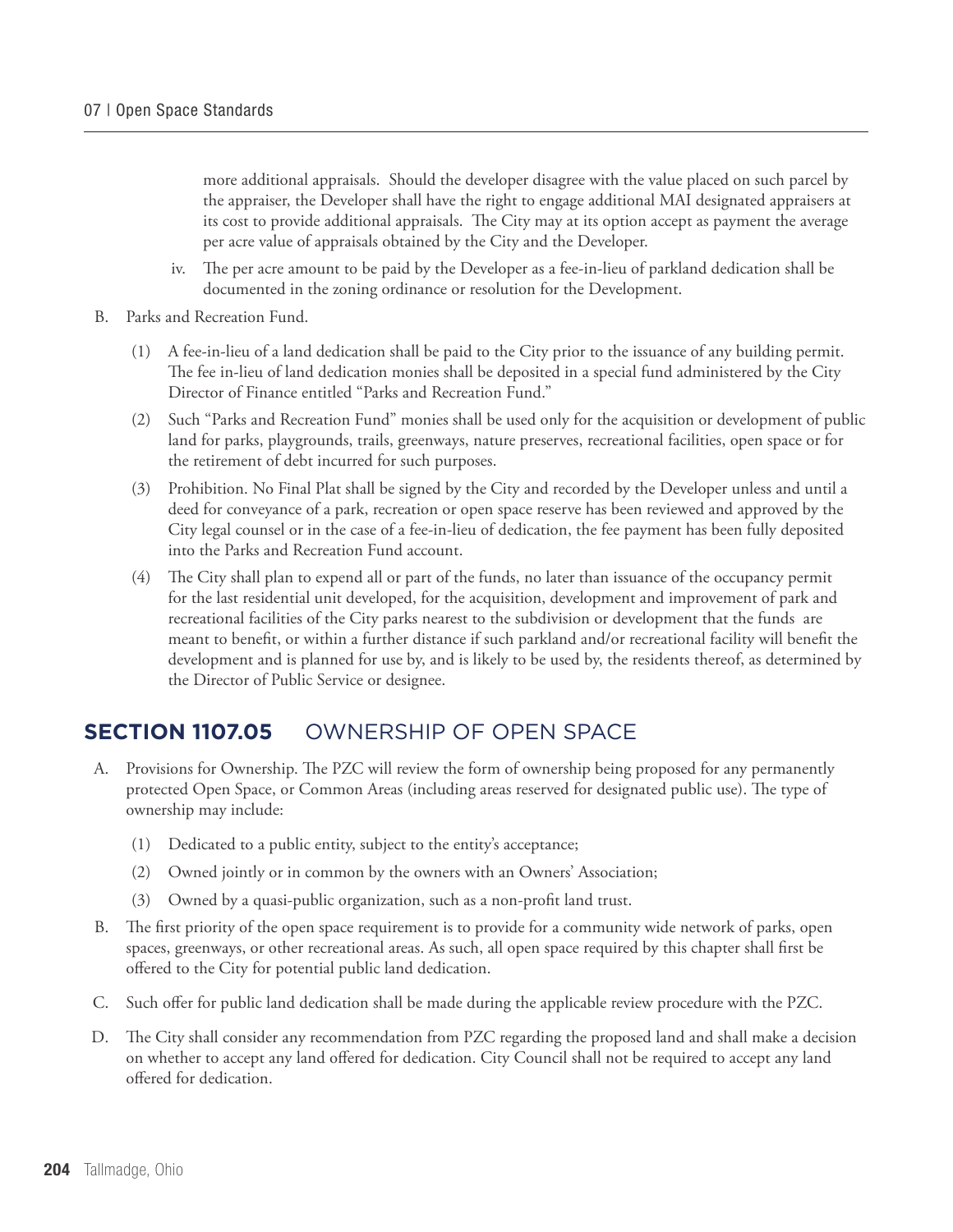more additional appraisals. Should the developer disagree with the value placed on such parcel by the appraiser, the Developer shall have the right to engage additional MAI designated appraisers at its cost to provide additional appraisals. The City may at its option accept as payment the average per acre value of appraisals obtained by the City and the Developer.

iv. The per acre amount to be paid by the Developer as a fee-in-lieu of parkland dedication shall be documented in the zoning ordinance or resolution for the Development.

B. Parks and Recreation Fund.

(1) A fee-in-lieu of a land dedication shall be paid to the City prior to the issuance of any building permit. The fee in-lieu of land dedication monies shall be deposited in a special fund administered by the City Director of Finance entitled "Parks and Recreation Fund."

(2) Such "Parks and Recreation Fund" monies shall be used only for the acquisition or development of public land for parks, playgrounds, trails, greenways, nature preserves, recreational facilities, open space or for the retirement of debt incurred for such purposes.

(3) Prohibition. No Final Plat shall be signed by the City and recorded by the Developer unless and until a deed for conveyance of a park, recreation or open space reserve has been reviewed and approved by the City legal counsel or in the case of a fee-in-lieu of dedication, the fee payment has been fully deposited into the Parks and Recreation Fund account.

(4) The City shall plan to expend all or part of the funds, no later than issuance of the occupancy permit for the last residential unit developed, for the acquisition, development and improvement of park and recreational facilities of the City parks nearest to the subdivision or development that the funds are meant to benefit, or within a further distance if such parkland and/or recreational facility will benefit the development and is planned for use by, and is likely to be used by, the residents thereof, as determined by the Director of Public Service or designee.

## **SECTION 1107.05** OWNERSHIP OF OPEN SPACE

A. Provisions for Ownership. The PZC will review the form of ownership being proposed for any permanently protected Open Space, or Common Areas (including areas reserved for designated public use). The type of ownership may include:

(1) Dedicated to a public entity, subject to the entity's acceptance;

(2) Owned jointly or in common by the owners with an Owners' Association;

(3) Owned by a quasi-public organization, such as a non-profit land trust.

B. The first priority of the open space requirement is to provide for a community wide network of parks, open spaces, greenways, or other recreational areas. As such, all open space required by this chapter shall first be offered to the City for potential public land dedication.

C. Such offer for public land dedication shall be made during the applicable review procedure with the PZC.

D. The City shall consider any recommendation from PZC regarding the proposed land and shall make a decision on whether to accept any land offered for dedication. City Council shall not be required to accept any land offered for dedication.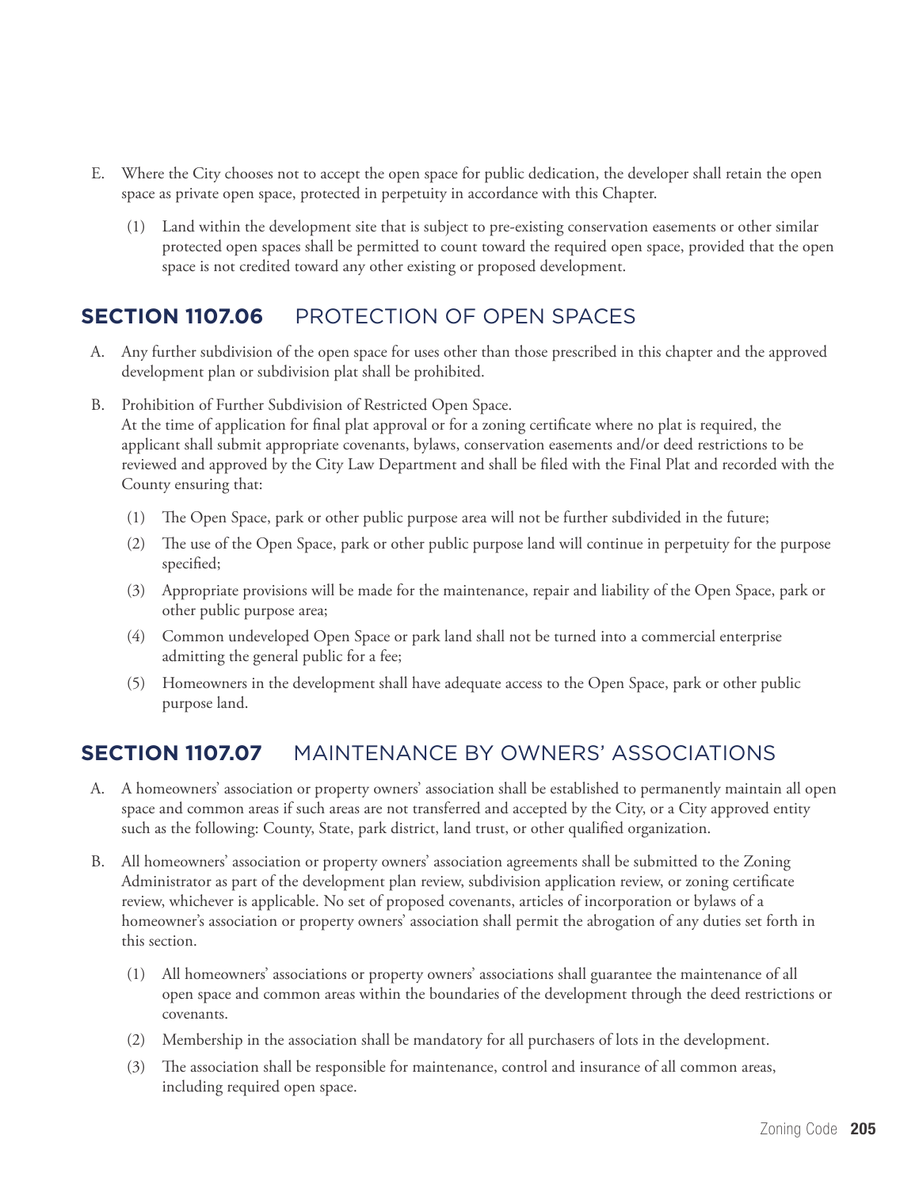E. Where the City chooses not to accept the open space for public dedication, the developer shall retain the open space as private open space, protected in perpetuity in accordance with this Chapter.

   (1) Land within the development site that is subject to pre-existing conservation easements or other similar protected open spaces shall be permitted to count toward the required open space, provided that the open space is not credited toward any other existing or proposed development.

## SECTION 1107.06 PROTECTION OF OPEN SPACES

A. Any further subdivision of the open space for uses other than those prescribed in this chapter and the approved development plan or subdivision plat shall be prohibited.

B. Prohibition of Further Subdivision of Restricted Open Space.
At the time of application for final plat approval or for a zoning certificate where no plat is required, the applicant shall submit appropriate covenants, bylaws, conservation easements and/or deed restrictions to be reviewed and approved by the City Law Department and shall be filed with the Final Plat and recorded with the County ensuring that:

   (1) The Open Space, park or other public purpose area will not be further subdivided in the future;

   (2) The use of the Open Space, park or other public purpose land will continue in perpetuity for the purpose specified;

   (3) Appropriate provisions will be made for the maintenance, repair and liability of the Open Space, park or other public purpose area;

   (4) Common undeveloped Open Space or park land shall not be turned into a commercial enterprise admitting the general public for a fee;

   (5) Homeowners in the development shall have adequate access to the Open Space, park or other public purpose land.

## SECTION 1107.07 MAINTENANCE BY OWNERS' ASSOCIATIONS

A. A homeowners' association or property owners' association shall be established to permanently maintain all open space and common areas if such areas are not transferred and accepted by the City, or a City approved entity such as the following: County, State, park district, land trust, or other qualified organization.

B. All homeowners' association or property owners' association agreements shall be submitted to the Zoning Administrator as part of the development plan review, subdivision application review, or zoning certificate review, whichever is applicable. No set of proposed covenants, articles of incorporation or bylaws of a homeowner's association or property owners' association shall permit the abrogation of any duties set forth in this section.

   (1) All homeowners' associations or property owners' associations shall guarantee the maintenance of all open space and common areas within the boundaries of the development through the deed restrictions or covenants.

   (2) Membership in the association shall be mandatory for all purchasers of lots in the development.

   (3) The association shall be responsible for maintenance, control and insurance of all common areas, including required open space.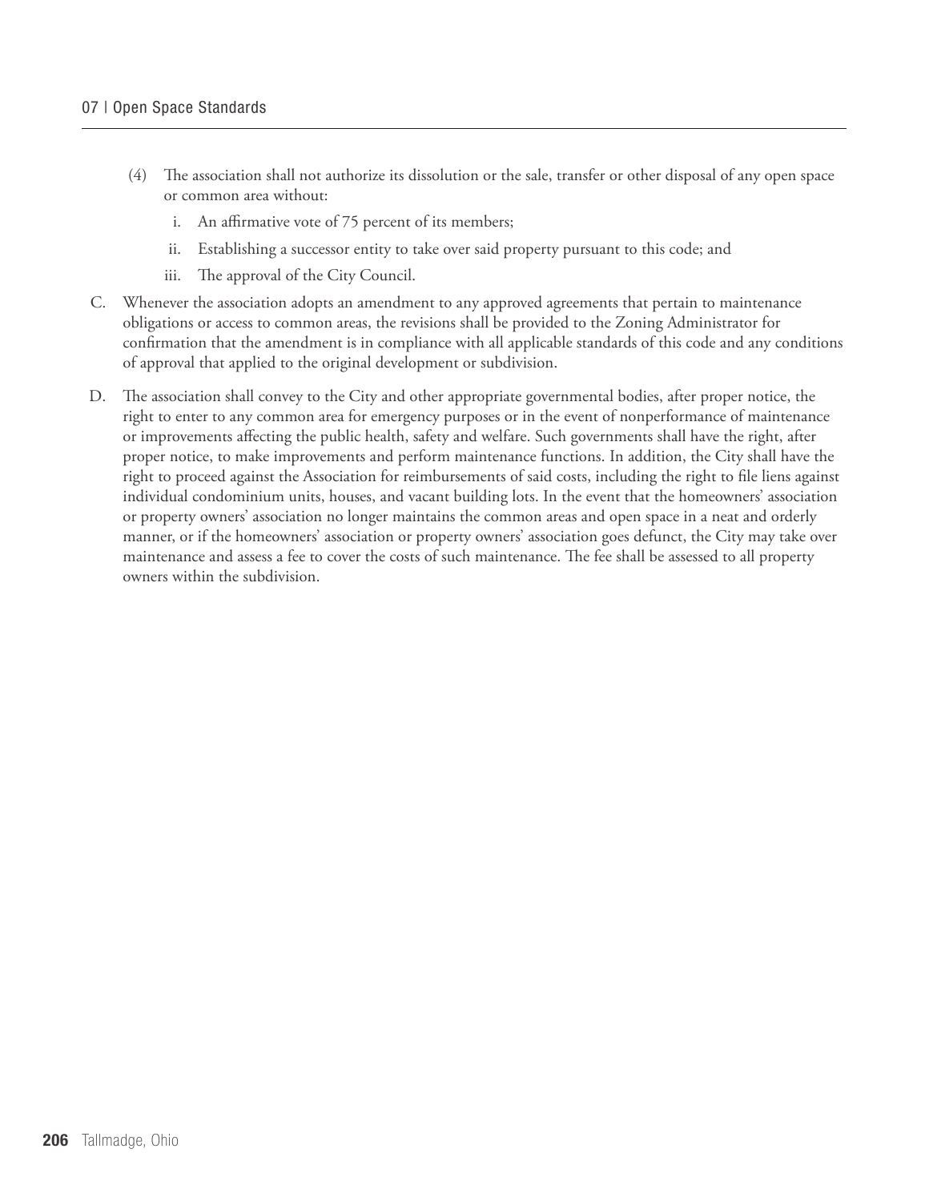(4) The association shall not authorize its dissolution or the sale, transfer or other disposal of any open space or common area without:

   i. An affirmative vote of 75 percent of its members;

   ii. Establishing a successor entity to take over said property pursuant to this code; and

   iii. The approval of the City Council.

C. Whenever the association adopts an amendment to any approved agreements that pertain to maintenance obligations or access to common areas, the revisions shall be provided to the Zoning Administrator for confirmation that the amendment is in compliance with all applicable standards of this code and any conditions of approval that applied to the original development or subdivision.

D. The association shall convey to the City and other appropriate governmental bodies, after proper notice, the right to enter to any common area for emergency purposes or in the event of nonperformance of maintenance or improvements affecting the public health, safety and welfare. Such governments shall have the right, after proper notice, to make improvements and perform maintenance functions. In addition, the City shall have the right to proceed against the Association for reimbursements of said costs, including the right to file liens against individual condominium units, houses, and vacant building lots. In the event that the homeowners' association or property owners' association no longer maintains the common areas and open space in a neat and orderly manner, or if the homeowners' association or property owners' association goes defunct, the City may take over maintenance and assess a fee to cover the costs of such maintenance. The fee shall be assessed to all property owners within the subdivision.